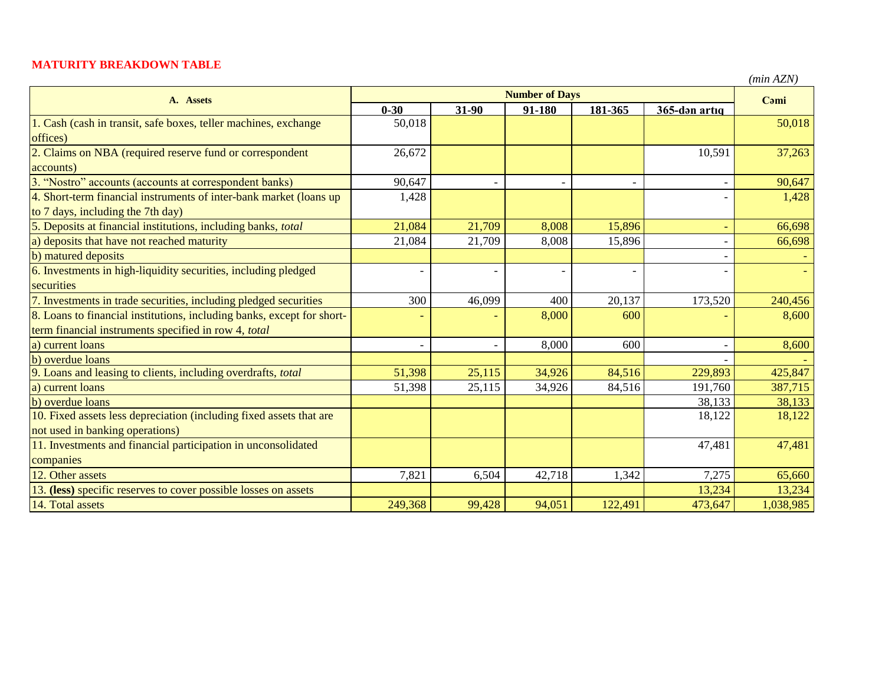**MATURITY BREAKDOWN TABLE**

*(mln AZN)*

| A. Assets | Number of Days | | | | | Cəmi |
|---|---|---|---|---|---|---|
| | 0-30 | 31-90 | 91-180 | 181-365 | 365-dən artıq | |
| 1. Cash (cash in transit, safe boxes, teller machines, exchange offices) | 50,018 | | | | | 50,018 |
| 2. Claims on NBA (required reserve fund or correspondent accounts) | 26,672 | | | | 10,591 | 37,263 |
| 3. "Nostro" accounts (accounts at correspondent banks) | 90,647 | - | - | - | - | 90,647 |
| 4. Short-term financial instruments of inter-bank market (loans up to 7 days, including the 7th day) | 1,428 | | | | - | 1,428 |
| 5. Deposits at financial institutions, including banks, *total* | 21,084 | 21,709 | 8,008 | 15,896 | - | 66,698 |
| a) deposits that have not reached maturity | 21,084 | 21,709 | 8,008 | 15,896 | - | 66,698 |
| b) matured deposits | | | | | - | - |
| 6. Investments in high-liquidity securities, including pledged securities | - | - | - | - | - | - |
| 7. Investments in trade securities, including pledged securities | 300 | 46,099 | 400 | 20,137 | 173,520 | 240,456 |
| 8. Loans to financial institutions, including banks, except for short-term financial instruments specified in row 4, *total* | - | - | 8,000 | 600 | - | 8,600 |
| a) current loans | - | - | 8,000 | 600 | - | 8,600 |
| b) overdue loans | | | | | - | - |
| 9. Loans and leasing to clients, including overdrafts, *total* | 51,398 | 25,115 | 34,926 | 84,516 | 229,893 | 425,847 |
| a) current loans | 51,398 | 25,115 | 34,926 | 84,516 | 191,760 | 387,715 |
| b) overdue loans | | | | | 38,133 | 38,133 |
| 10. Fixed assets less depreciation (including fixed assets that are not used in banking operations) | | | | | 18,122 | 18,122 |
| 11. Investments and financial participation in unconsolidated companies | | | | | 47,481 | 47,481 |
| 12. Other assets | 7,821 | 6,504 | 42,718 | 1,342 | 7,275 | 65,660 |
| 13. **(less)** specific reserves to cover possible losses on assets | | | | | 13,234 | 13,234 |
| 14. Total assets | 249,368 | 99,428 | 94,051 | 122,491 | 473,647 | 1,038,985 |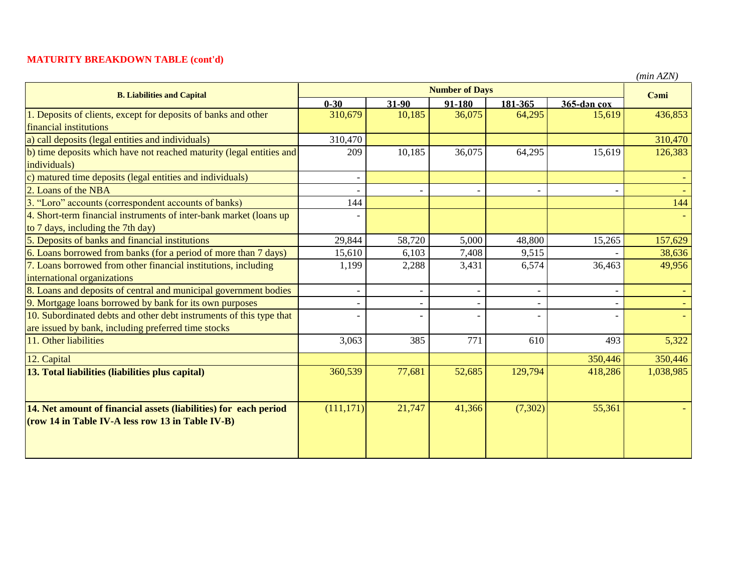**MATURITY BREAKDOWN TABLE (cont'd)**

*(min AZN)*

| B. Liabilities and Capital | Number of Days | | | | | Cəmi |
|---|---|---|---|---|---|---|
| | 0-30 | 31-90 | 91-180 | 181-365 | 365-dən çox | |
| 1. Deposits of clients, except for deposits of banks and other financial institutions | 310,679 | 10,185 | 36,075 | 64,295 | 15,619 | 436,853 |
| a) call deposits (legal entities and individuals) | 310,470 | | | | | 310,470 |
| b) time deposits which have not reached maturity (legal entities and individuals) | 209 | 10,185 | 36,075 | 64,295 | 15,619 | 126,383 |
| c) matured time deposits (legal entities and individuals) | - | | | | | - |
| 2. Loans of the NBA | - | - | - | - | - | - |
| 3. "Loro" accounts (correspondent accounts of banks) | 144 | | | | | 144 |
| 4. Short-term financial instruments of inter-bank market (loans up to 7 days, including the 7th day) | - | | | | | - |
| 5. Deposits of banks and financial institutions | 29,844 | 58,720 | 5,000 | 48,800 | 15,265 | 157,629 |
| 6. Loans borrowed from banks (for a period of more than 7 days) | 15,610 | 6,103 | 7,408 | 9,515 | - | 38,636 |
| 7. Loans borrowed from other financial institutions, including international organizations | 1,199 | 2,288 | 3,431 | 6,574 | 36,463 | 49,956 |
| 8. Loans and deposits of central and municipal government bodies | - | - | - | - | - | - |
| 9. Mortgage loans borrowed by bank for its own purposes | - | - | - | - | - | - |
| 10. Subordinated debts and other debt instruments of this type that are issued by bank, including preferred time stocks | - | - | - | - | - | - |
| 11. Other liabilities | 3,063 | 385 | 771 | 610 | 493 | 5,322 |
| 12. Capital | | | | | 350,446 | 350,446 |
| **13. Total liabilities (liabilities plus capital)** | 360,539 | 77,681 | 52,685 | 129,794 | 418,286 | 1,038,985 |
| **14. Net amount of financial assets (liabilities) for each period (row 14 in Table IV-A less row 13 in Table IV-B)** | (111,171) | 21,747 | 41,366 | (7,302) | 55,361 | - |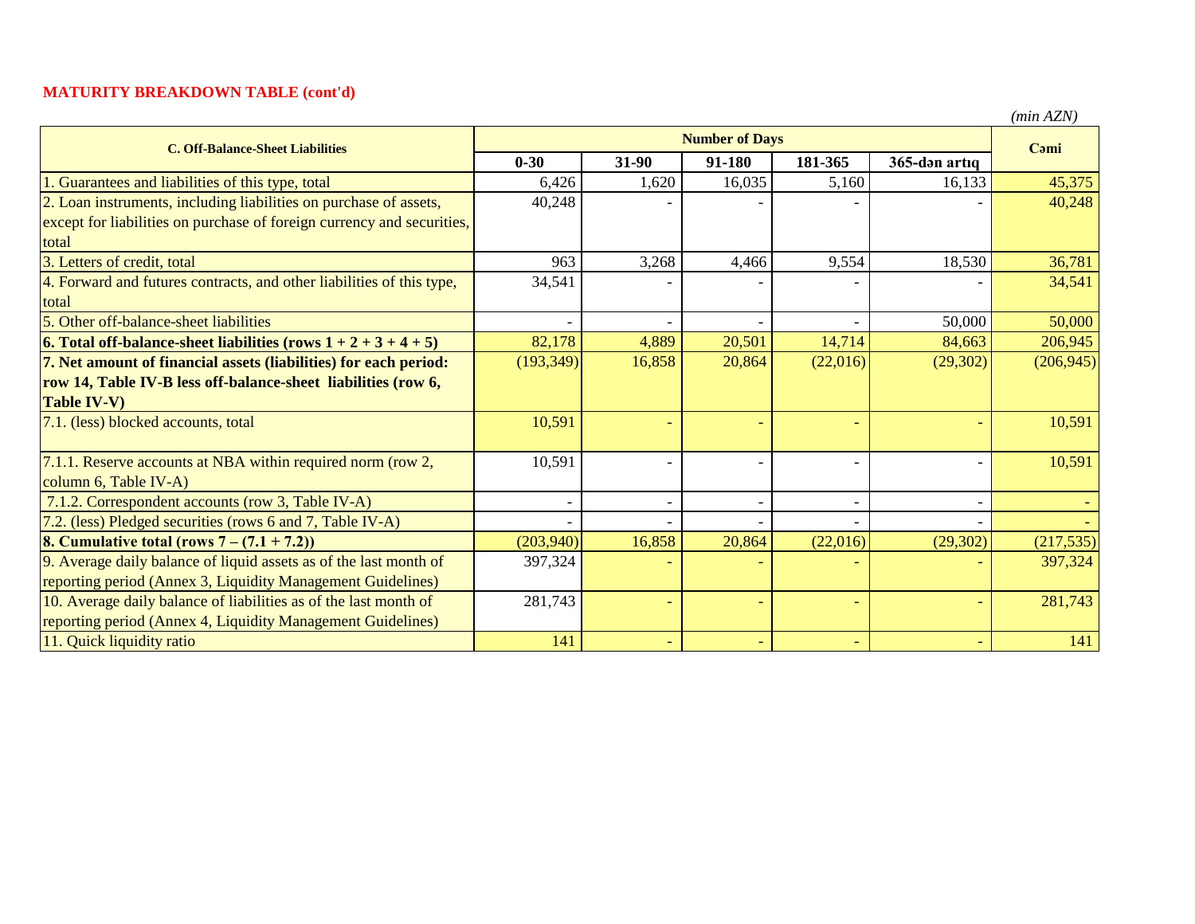**MATURITY BREAKDOWN TABLE (cont'd)**

*(min AZN)*

| C. Off-Balance-Sheet Liabilities | Number of Days | | | | | Cəmi |
|---|---|---|---|---|---|---|
| | 0-30 | 31-90 | 91-180 | 181-365 | 365-dən artıq | |
| 1. Guarantees and liabilities of this type, total | 6,426 | 1,620 | 16,035 | 5,160 | 16,133 | 45,375 |
| 2. Loan instruments, including liabilities on purchase of assets, except for liabilities on purchase of foreign currency and securities, total | 40,248 | - | - | - | - | 40,248 |
| 3. Letters of credit, total | 963 | 3,268 | 4,466 | 9,554 | 18,530 | 36,781 |
| 4. Forward and futures contracts, and other liabilities of this type, total | 34,541 | - | - | - | - | 34,541 |
| 5. Other off-balance-sheet liabilities | - | - | - | - | 50,000 | 50,000 |
| **6. Total off-balance-sheet liabilities (rows 1 + 2 + 3 + 4 + 5)** | 82,178 | 4,889 | 20,501 | 14,714 | 84,663 | 206,945 |
| **7. Net amount of financial assets (liabilities) for each period: row 14, Table IV-B less off-balance-sheet liabilities (row 6, Table IV-V)** | (193,349) | 16,858 | 20,864 | (22,016) | (29,302) | (206,945) |
| 7.1. (less) blocked accounts, total | 10,591 | - | - | - | - | 10,591 |
| 7.1.1. Reserve accounts at NBA within required norm (row 2, column 6, Table IV-A) | 10,591 | - | - | - | - | 10,591 |
| 7.1.2. Correspondent accounts (row 3, Table IV-A) | - | - | - | - | - | - |
| 7.2. (less) Pledged securities (rows 6 and 7, Table IV-A) | - | - | - | - | - | - |
| **8. Cumulative total (rows 7 – (7.1 + 7.2))** | (203,940) | 16,858 | 20,864 | (22,016) | (29,302) | (217,535) |
| 9. Average daily balance of liquid assets as of the last month of reporting period (Annex 3, Liquidity Management Guidelines) | 397,324 | - | - | - | - | 397,324 |
| 10. Average daily balance of liabilities as of the last month of reporting period (Annex 4, Liquidity Management Guidelines) | 281,743 | - | - | - | - | 281,743 |
| 11. Quick liquidity ratio | 141 | - | - | - | - | 141 |